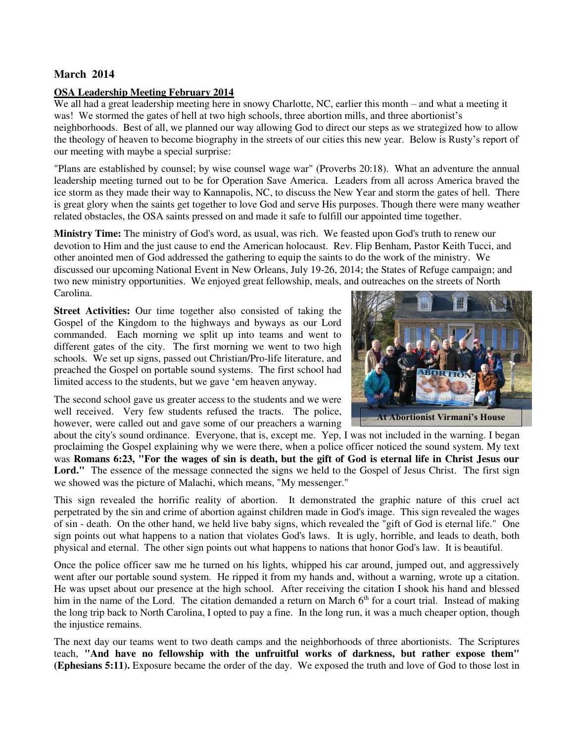### March 2014

**OSA Leadership Meeting February 2014**

We all had a great leadership meeting here in snowy Charlotte, NC, earlier this month – and what a meeting it was! We stormed the gates of hell at two high schools, three abortion mills, and three abortionist's neighborhoods. Best of all, we planned our way allowing God to direct our steps as we strategized how to allow the theology of heaven to become biography in the streets of our cities this new year. Below is Rusty's report of our meeting with maybe a special surprise:

"Plans are established by counsel; by wise counsel wage war" (Proverbs 20:18). What an adventure the annual leadership meeting turned out to be for Operation Save America. Leaders from all across America braved the ice storm as they made their way to Kannapolis, NC, to discuss the New Year and storm the gates of hell. There is great glory when the saints get together to love God and serve His purposes. Though there were many weather related obstacles, the OSA saints pressed on and made it safe to fulfill our appointed time together.

**Ministry Time:** The ministry of God's word, as usual, was rich. We feasted upon God's truth to renew our devotion to Him and the just cause to end the American holocaust. Rev. Flip Benham, Pastor Keith Tucci, and other anointed men of God addressed the gathering to equip the saints to do the work of the ministry. We discussed our upcoming National Event in New Orleans, July 19-26, 2014; the States of Refuge campaign; and two new ministry opportunities. We enjoyed great fellowship, meals, and outreaches on the streets of North Carolina.

**Street Activities:** Our time together also consisted of taking the Gospel of the Kingdom to the highways and byways as our Lord commanded. Each morning we split up into teams and went to different gates of the city. The first morning we went to two high schools. We set up signs, passed out Christian/Pro-life literature, and preached the Gospel on portable sound systems. The first school had limited access to the students, but we gave 'em heaven anyway.

At Abortionist Virmani's House

The second school gave us greater access to the students and we were well received. Very few students refused the tracts. The police, however, were called out and gave some of our preachers a warning about the city's sound ordinance. Everyone, that is, except me. Yep, I was not included in the warning. I began proclaiming the Gospel explaining why we were there, when a police officer noticed the sound system. My text was **Romans 6:23, "For the wages of sin is death, but the gift of God is eternal life in Christ Jesus our Lord."** The essence of the message connected the signs we held to the Gospel of Jesus Christ. The first sign we showed was the picture of Malachi, which means, "My messenger."

This sign revealed the horrific reality of abortion. It demonstrated the graphic nature of this cruel act perpetrated by the sin and crime of abortion against children made in God's image. This sign revealed the wages of sin - death. On the other hand, we held live baby signs, which revealed the "gift of God is eternal life." One sign points out what happens to a nation that violates God's laws. It is ugly, horrible, and leads to death, both physical and eternal. The other sign points out what happens to nations that honor God's law. It is beautiful.

Once the police officer saw me he turned on his lights, whipped his car around, jumped out, and aggressively went after our portable sound system. He ripped it from my hands and, without a warning, wrote up a citation. He was upset about our presence at the high school. After receiving the citation I shook his hand and blessed him in the name of the Lord. The citation demanded a return on March 6th for a court trial. Instead of making the long trip back to North Carolina, I opted to pay a fine. In the long run, it was a much cheaper option, though the injustice remains.

The next day our teams went to two death camps and the neighborhoods of three abortionists. The Scriptures teach, **"And have no fellowship with the unfruitful works of darkness, but rather expose them" (Ephesians 5:11).** Exposure became the order of the day. We exposed the truth and love of God to those lost in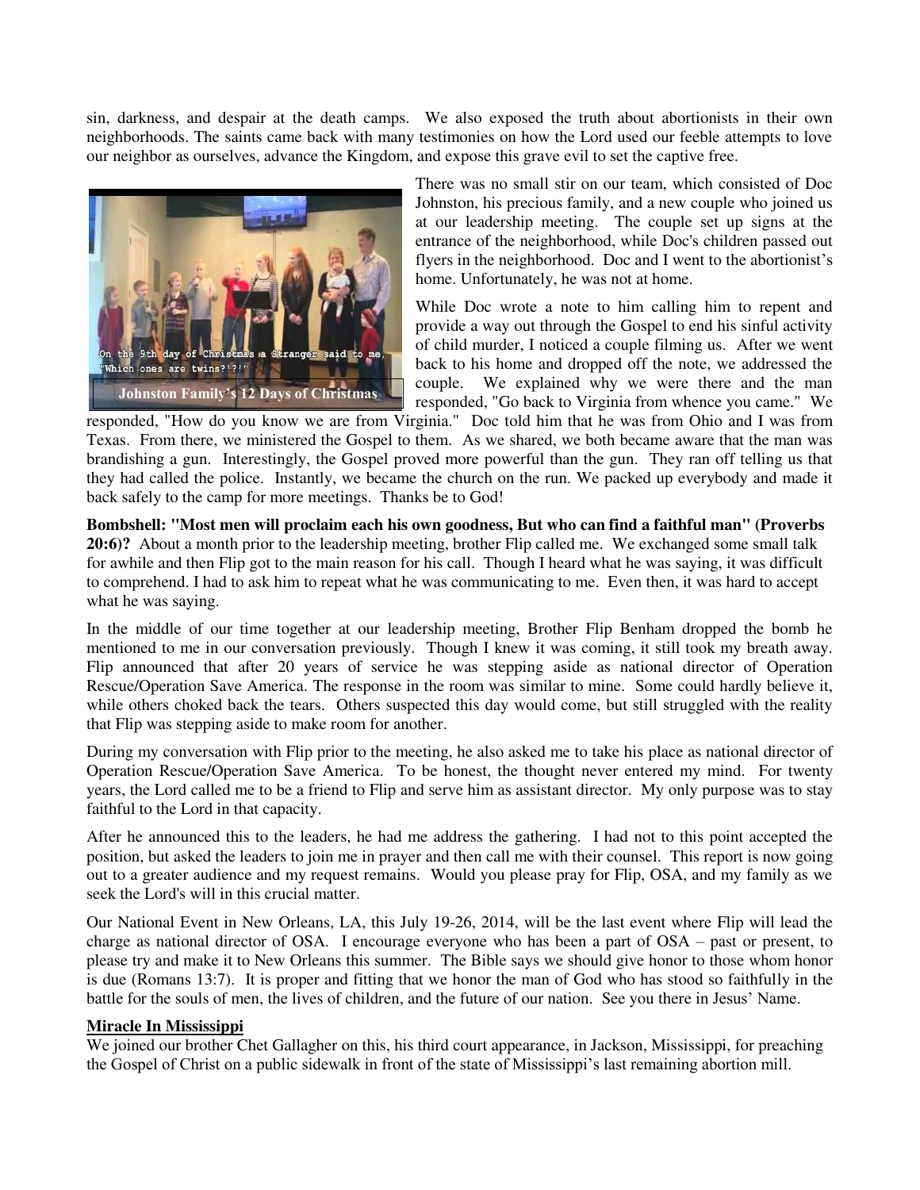sin, darkness, and despair at the death camps. We also exposed the truth about abortionists in their own neighborhoods. The saints came back with many testimonies on how the Lord used our feeble attempts to love our neighbor as ourselves, advance the Kingdom, and expose this grave evil to set the captive free.

Johnston Family's 12 Days of Christmas

There was no small stir on our team, which consisted of Doc Johnston, his precious family, and a new couple who joined us at our leadership meeting. The couple set up signs at the entrance of the neighborhood, while Doc's children passed out flyers in the neighborhood. Doc and I went to the abortionist's home. Unfortunately, he was not at home.

While Doc wrote a note to him calling him to repent and provide a way out through the Gospel to end his sinful activity of child murder, I noticed a couple filming us. After we went back to his home and dropped off the note, we addressed the couple. We explained why we were there and the man responded, "Go back to Virginia from whence you came." We responded, "How do you know we are from Virginia." Doc told him that he was from Ohio and I was from Texas. From there, we ministered the Gospel to them. As we shared, we both became aware that the man was brandishing a gun. Interestingly, the Gospel proved more powerful than the gun. They ran off telling us that they had called the police. Instantly, we became the church on the run. We packed up everybody and made it back safely to the camp for more meetings. Thanks be to God!

**Bombshell: "Most men will proclaim each his own goodness, But who can find a faithful man" (Proverbs 20:6)?** About a month prior to the leadership meeting, brother Flip called me. We exchanged some small talk for awhile and then Flip got to the main reason for his call. Though I heard what he was saying, it was difficult to comprehend. I had to ask him to repeat what he was communicating to me. Even then, it was hard to accept what he was saying.

In the middle of our time together at our leadership meeting, Brother Flip Benham dropped the bomb he mentioned to me in our conversation previously. Though I knew it was coming, it still took my breath away. Flip announced that after 20 years of service he was stepping aside as national director of Operation Rescue/Operation Save America. The response in the room was similar to mine. Some could hardly believe it, while others choked back the tears. Others suspected this day would come, but still struggled with the reality that Flip was stepping aside to make room for another.

During my conversation with Flip prior to the meeting, he also asked me to take his place as national director of Operation Rescue/Operation Save America. To be honest, the thought never entered my mind. For twenty years, the Lord called me to be a friend to Flip and serve him as assistant director. My only purpose was to stay faithful to the Lord in that capacity.

After he announced this to the leaders, he had me address the gathering. I had not to this point accepted the position, but asked the leaders to join me in prayer and then call me with their counsel. This report is now going out to a greater audience and my request remains. Would you please pray for Flip, OSA, and my family as we seek the Lord's will in this crucial matter.

Our National Event in New Orleans, LA, this July 19-26, 2014, will be the last event where Flip will lead the charge as national director of OSA. I encourage everyone who has been a part of OSA – past or present, to please try and make it to New Orleans this summer. The Bible says we should give honor to those whom honor is due (Romans 13:7). It is proper and fitting that we honor the man of God who has stood so faithfully in the battle for the souls of men, the lives of children, and the future of our nation. See you there in Jesus' Name.

**Miracle In Mississippi**

We joined our brother Chet Gallagher on this, his third court appearance, in Jackson, Mississippi, for preaching the Gospel of Christ on a public sidewalk in front of the state of Mississippi's last remaining abortion mill.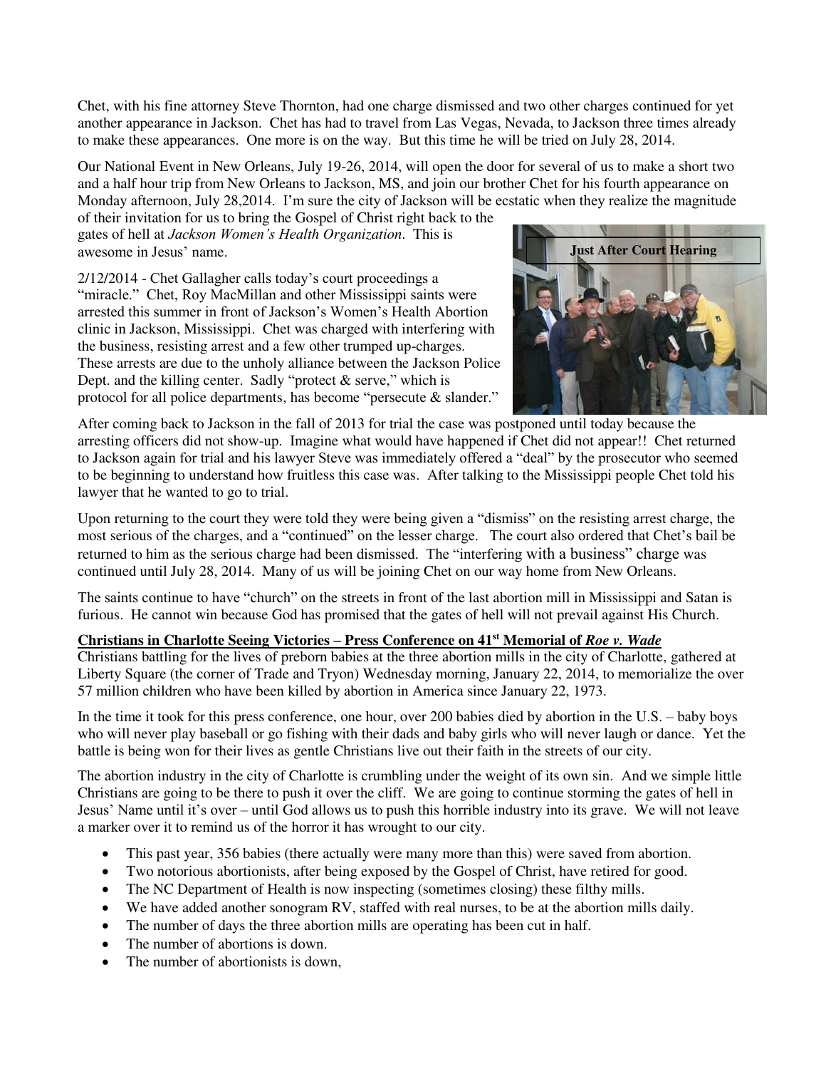Chet, with his fine attorney Steve Thornton, had one charge dismissed and two other charges continued for yet another appearance in Jackson. Chet has had to travel from Las Vegas, Nevada, to Jackson three times already to make these appearances. One more is on the way. But this time he will be tried on July 28, 2014.

Our National Event in New Orleans, July 19-26, 2014, will open the door for several of us to make a short two and a half hour trip from New Orleans to Jackson, MS, and join our brother Chet for his fourth appearance on Monday afternoon, July 28,2014. I'm sure the city of Jackson will be ecstatic when they realize the magnitude of their invitation for us to bring the Gospel of Christ right back to the gates of hell at *Jackson Women's Health Organization*. This is awesome in Jesus' name.

**Just After Court Hearing**

2/12/2014 - Chet Gallagher calls today's court proceedings a "miracle." Chet, Roy MacMillan and other Mississippi saints were arrested this summer in front of Jackson's Women's Health Abortion clinic in Jackson, Mississippi. Chet was charged with interfering with the business, resisting arrest and a few other trumped up-charges. These arrests are due to the unholy alliance between the Jackson Police Dept. and the killing center. Sadly "protect & serve," which is protocol for all police departments, has become "persecute & slander."

After coming back to Jackson in the fall of 2013 for trial the case was postponed until today because the arresting officers did not show-up. Imagine what would have happened if Chet did not appear!! Chet returned to Jackson again for trial and his lawyer Steve was immediately offered a "deal" by the prosecutor who seemed to be beginning to understand how fruitless this case was. After talking to the Mississippi people Chet told his lawyer that he wanted to go to trial.

Upon returning to the court they were told they were being given a "dismiss" on the resisting arrest charge, the most serious of the charges, and a "continued" on the lesser charge. The court also ordered that Chet's bail be returned to him as the serious charge had been dismissed. The "interfering with a business" charge was continued until July 28, 2014. Many of us will be joining Chet on our way home from New Orleans.

The saints continue to have "church" on the streets in front of the last abortion mill in Mississippi and Satan is furious. He cannot win because God has promised that the gates of hell will not prevail against His Church.

**<u>Christians in Charlotte Seeing Victories – Press Conference on 41st Memorial of *Roe v. Wade*</u>**

Christians battling for the lives of preborn babies at the three abortion mills in the city of Charlotte, gathered at Liberty Square (the corner of Trade and Tryon) Wednesday morning, January 22, 2014, to memorialize the over 57 million children who have been killed by abortion in America since January 22, 1973.

In the time it took for this press conference, one hour, over 200 babies died by abortion in the U.S. – baby boys who will never play baseball or go fishing with their dads and baby girls who will never laugh or dance. Yet the battle is being won for their lives as gentle Christians live out their faith in the streets of our city.

The abortion industry in the city of Charlotte is crumbling under the weight of its own sin. And we simple little Christians are going to be there to push it over the cliff. We are going to continue storming the gates of hell in Jesus' Name until it's over – until God allows us to push this horrible industry into its grave. We will not leave a marker over it to remind us of the horror it has wrought to our city.

- This past year, 356 babies (there actually were many more than this) were saved from abortion.
- Two notorious abortionists, after being exposed by the Gospel of Christ, have retired for good.
- The NC Department of Health is now inspecting (sometimes closing) these filthy mills.
- We have added another sonogram RV, staffed with real nurses, to be at the abortion mills daily.
- The number of days the three abortion mills are operating has been cut in half.
- The number of abortions is down.
- The number of abortionists is down,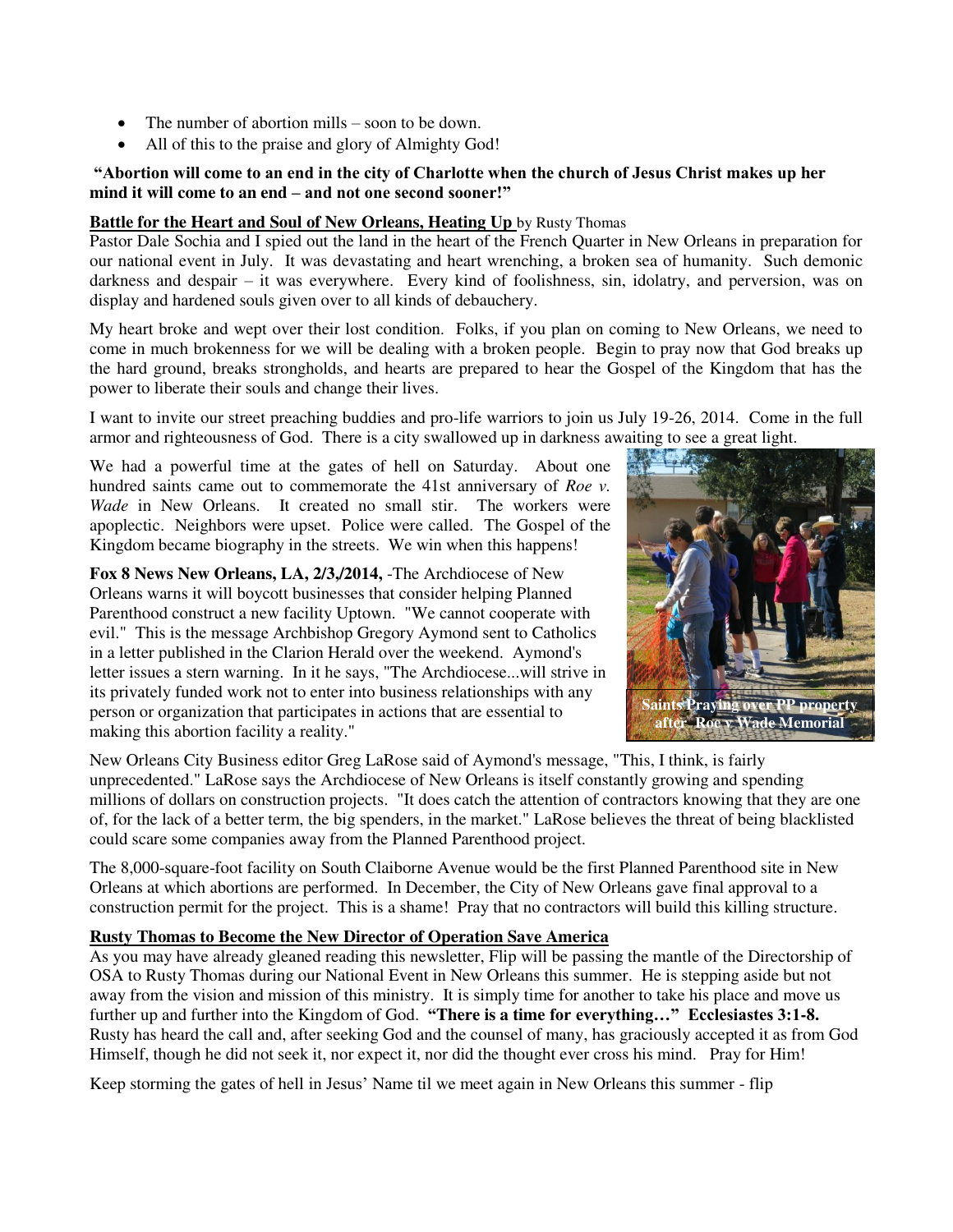- The number of abortion mills – soon to be down.
- All of this to the praise and glory of Almighty God!

**"Abortion will come to an end in the city of Charlotte when the church of Jesus Christ makes her mind it will come to an end – and not one second sooner!"**

**<u>Battle for the Heart and Soul of New Orleans, Heating Up</u>** by Rusty Thomas

Pastor Dale Sochia and I spied out the land in the heart of the French Quarter in New Orleans in preparation for our national event in July. It was devastating and heart wrenching, a broken sea of humanity. Such demonic darkness and despair – it was everywhere. Every kind of foolishness, sin, idolatry, and perversion, was on display and hardened souls given over to all kinds of debauchery.

My heart broke and wept over their lost condition. Folks, if you plan on coming to New Orleans, we need to come in much brokenness for we will be dealing with a broken people. Begin to pray now that God breaks up the hard ground, breaks strongholds, and hearts are prepared to hear the Gospel of the Kingdom that has the power to liberate their souls and change their lives.

I want to invite our street preaching buddies and pro-life warriors to join us July 19-26, 2014. Come in the full armor and righteousness of God. There is a city swallowed up in darkness awaiting to see a great light.

We had a powerful time at the gates of hell on Saturday. About one hundred saints came out to commemorate the 41st anniversary of *Roe v. Wade* in New Orleans. It created no small stir. The workers were apoplectic. Neighbors were upset. Police were called. The Gospel of the Kingdom became biography in the streets. We win when this happens!

Saints Praying over PP property after Roe v Wade Memorial

**Fox 8 News New Orleans, LA, 2/3,/2014,** -The Archdiocese of New Orleans warns it will boycott businesses that consider helping Planned Parenthood construct a new facility Uptown. "We cannot cooperate with evil." This is the message Archbishop Gregory Aymond sent to Catholics in a letter published in the Clarion Herald over the weekend. Aymond's letter issues a stern warning. In it he says, "The Archdiocese...will strive in its privately funded work not to enter into business relationships with any person or organization that participates in actions that are essential to making this abortion facility a reality."

New Orleans City Business editor Greg LaRose said of Aymond's message, "This, I think, is fairly unprecedented." LaRose says the Archdiocese of New Orleans is itself constantly growing and spending millions of dollars on construction projects. "It does catch the attention of contractors knowing that they are one of, for the lack of a better term, the big spenders, in the market." LaRose believes the threat of being blacklisted could scare some companies away from the Planned Parenthood project.

The 8,000-square-foot facility on South Claiborne Avenue would be the first Planned Parenthood site in New Orleans at which abortions are performed. In December, the City of New Orleans gave final approval to a construction permit for the project. This is a shame! Pray that no contractors will build this killing structure.

**<u>Rusty Thomas to Become the New Director of Operation Save America</u>**

As you may have already gleaned reading this newsletter, Flip will be passing the mantle of the Directorship of OSA to Rusty Thomas during our National Event in New Orleans this summer. He is stepping aside but not away from the vision and mission of this ministry. It is simply time for another to take his place and move us further up and further into the Kingdom of God. **"There is a time for everything…" Ecclesiastes 3:1-8.** Rusty has heard the call and, after seeking God and the counsel of many, has graciously accepted it as from God Himself, though he did not seek it, nor expect it, nor did the thought ever cross his mind. Pray for Him!

Keep storming the gates of hell in Jesus' Name til we meet again in New Orleans this summer - flip